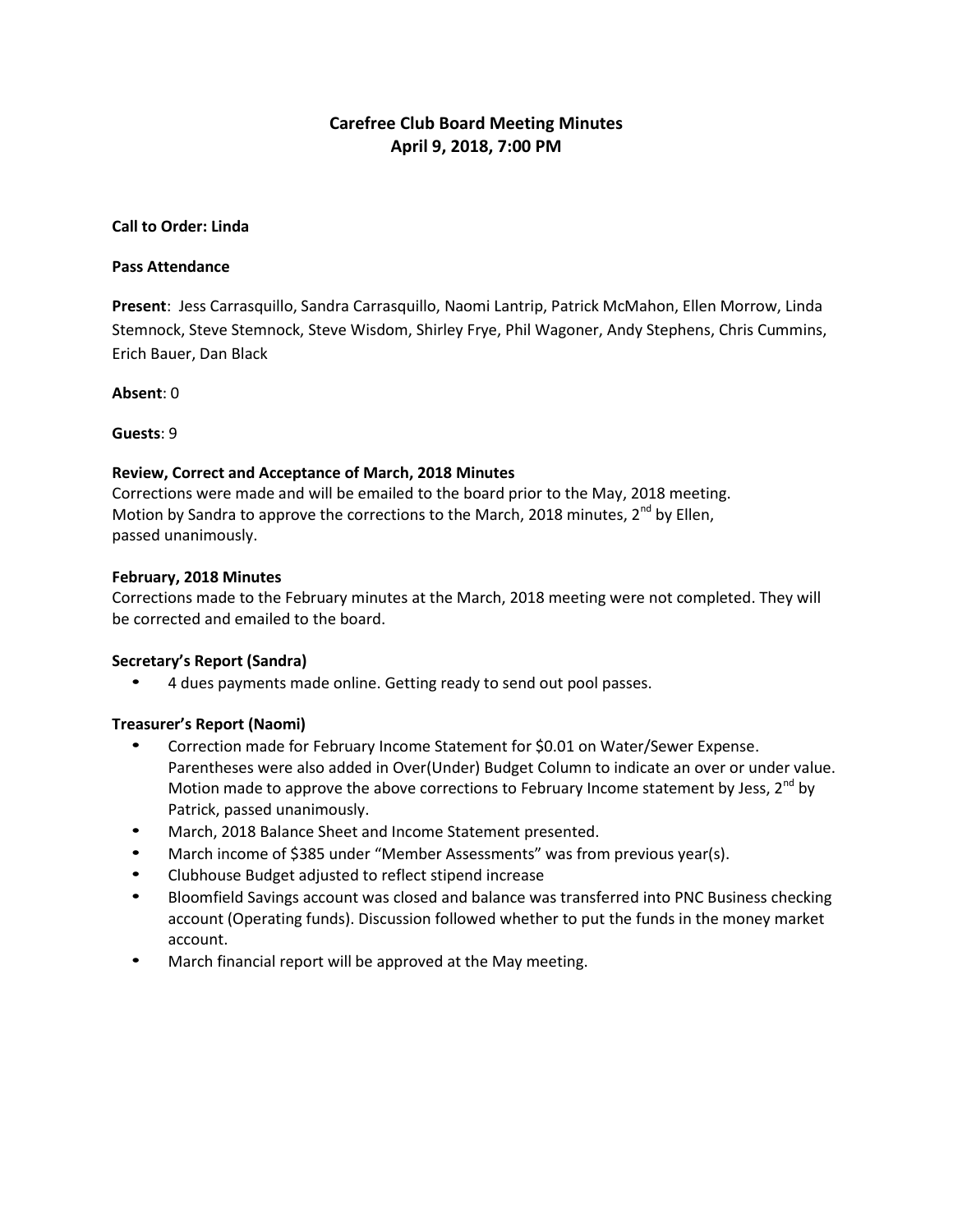# Carefree Club Board Meeting Minutes
## April 9, 2018, 7:00 PM

**Call to Order: Linda**

**Pass Attendance**

**Present**: Jess Carrasquillo, Sandra Carrasquillo, Naomi Lantrip, Patrick McMahon, Ellen Morrow, Linda Stemnock, Steve Stemnock, Steve Wisdom, Shirley Frye, Phil Wagoner, Andy Stephens, Chris Cummins, Erich Bauer, Dan Black

**Absent**: 0

**Guests**: 9

**Review, Correct and Acceptance of March, 2018 Minutes**
Corrections were made and will be emailed to the board prior to the May, 2018 meeting. Motion by Sandra to approve the corrections to the March, 2018 minutes, 2nd by Ellen, passed unanimously.

**February, 2018 Minutes**
Corrections made to the February minutes at the March, 2018 meeting were not completed. They will be corrected and emailed to the board.

**Secretary's Report (Sandra)**

- 4 dues payments made online. Getting ready to send out pool passes.

**Treasurer's Report (Naomi)**

- Correction made for February Income Statement for $0.01 on Water/Sewer Expense. Parentheses were also added in Over(Under) Budget Column to indicate an over or under value. Motion made to approve the above corrections to February Income statement by Jess, 2nd by Patrick, passed unanimously.
- March, 2018 Balance Sheet and Income Statement presented.
- March income of $385 under "Member Assessments" was from previous year(s).
- Clubhouse Budget adjusted to reflect stipend increase
- Bloomfield Savings account was closed and balance was transferred into PNC Business checking account (Operating funds). Discussion followed whether to put the funds in the money market account.
- March financial report will be approved at the May meeting.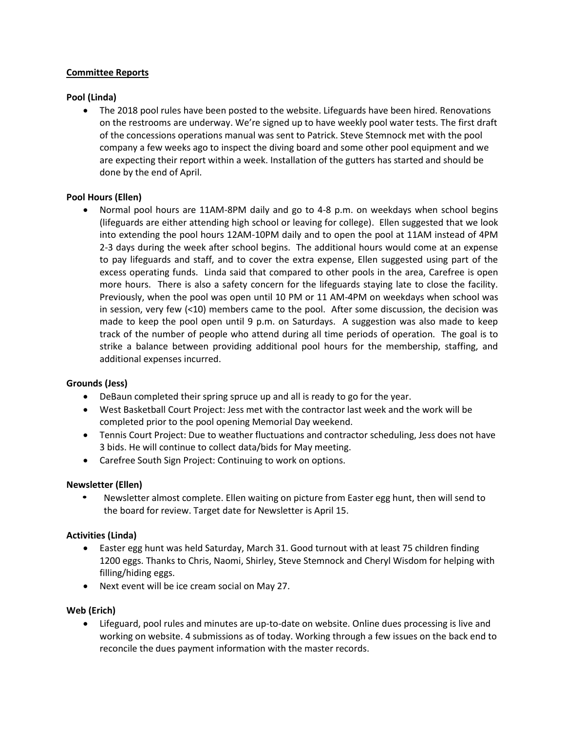**Committee Reports**

**Pool (Linda)**

- The 2018 pool rules have been posted to the website. Lifeguards have been hired. Renovations on the restrooms are underway. We're signed up to have weekly pool water tests. The first draft of the concessions operations manual was sent to Patrick. Steve Stemnock met with the pool company a few weeks ago to inspect the diving board and some other pool equipment and we are expecting their report within a week. Installation of the gutters has started and should be done by the end of April.

**Pool Hours (Ellen)**

- Normal pool hours are 11AM-8PM daily and go to 4-8 p.m. on weekdays when school begins (lifeguards are either attending high school or leaving for college). Ellen suggested that we look into extending the pool hours 12AM-10PM daily and to open the pool at 11AM instead of 4PM 2-3 days during the week after school begins. The additional hours would come at an expense to pay lifeguards and staff, and to cover the extra expense, Ellen suggested using part of the excess operating funds. Linda said that compared to other pools in the area, Carefree is open more hours. There is also a safety concern for the lifeguards staying late to close the facility. Previously, when the pool was open until 10 PM or 11 AM-4PM on weekdays when school was in session, very few (<10) members came to the pool. After some discussion, the decision was made to keep the pool open until 9 p.m. on Saturdays. A suggestion was also made to keep track of the number of people who attend during all time periods of operation. The goal is to strike a balance between providing additional pool hours for the membership, staffing, and additional expenses incurred.

**Grounds (Jess)**

- DeBaun completed their spring spruce up and all is ready to go for the year.
- West Basketball Court Project: Jess met with the contractor last week and the work will be completed prior to the pool opening Memorial Day weekend.
- Tennis Court Project: Due to weather fluctuations and contractor scheduling, Jess does not have 3 bids. He will continue to collect data/bids for May meeting.
- Carefree South Sign Project: Continuing to work on options.

**Newsletter (Ellen)**

- Newsletter almost complete. Ellen waiting on picture from Easter egg hunt, then will send to the board for review. Target date for Newsletter is April 15.

**Activities (Linda)**

- Easter egg hunt was held Saturday, March 31. Good turnout with at least 75 children finding 1200 eggs. Thanks to Chris, Naomi, Shirley, Steve Stemnock and Cheryl Wisdom for helping with filling/hiding eggs.
- Next event will be ice cream social on May 27.

**Web (Erich)**

- Lifeguard, pool rules and minutes are up-to-date on website. Online dues processing is live and working on website. 4 submissions as of today. Working through a few issues on the back end to reconcile the dues payment information with the master records.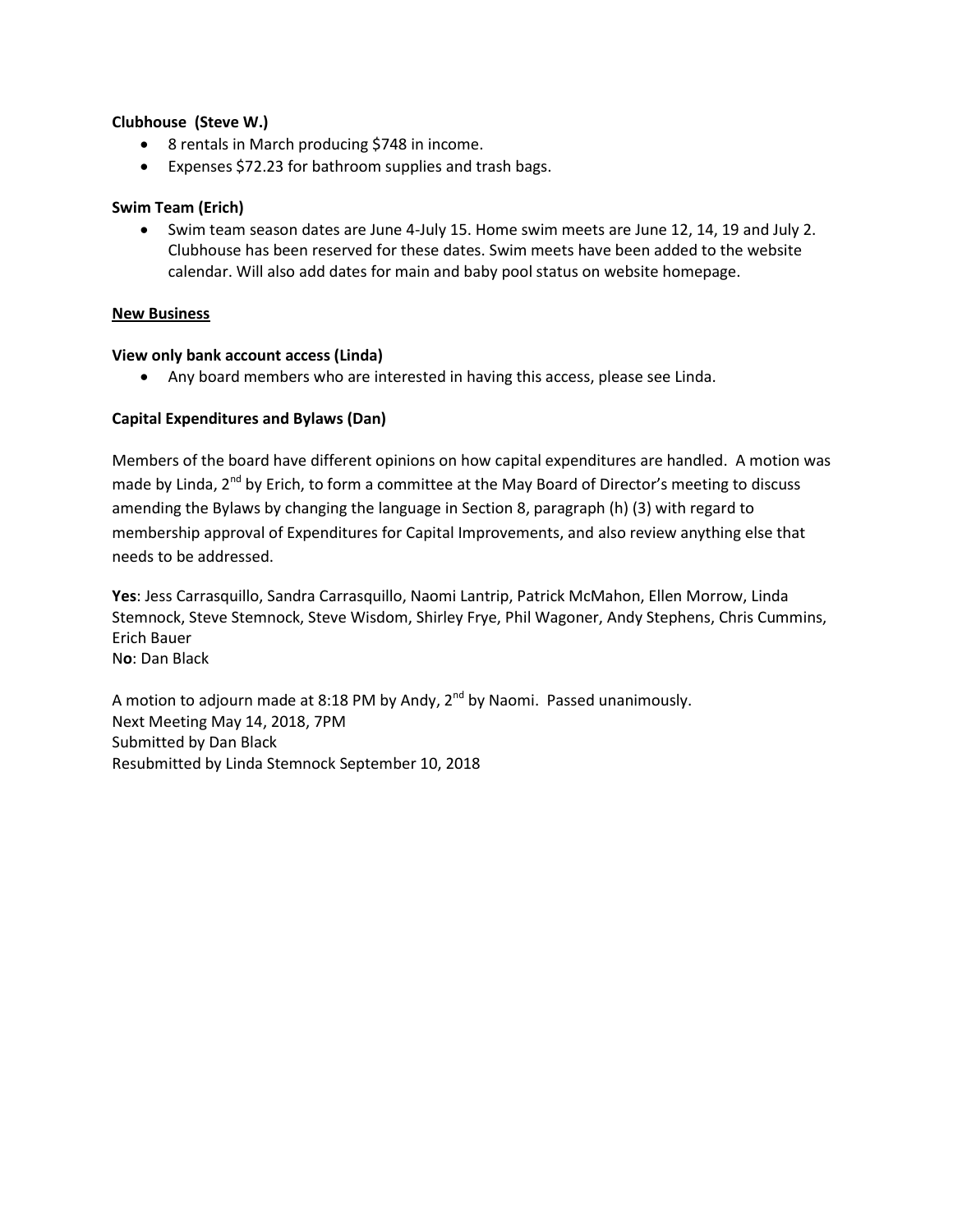**Clubhouse (Steve W.)**

- 8 rentals in March producing $748 in income.
- Expenses $72.23 for bathroom supplies and trash bags.

**Swim Team (Erich)**

- Swim team season dates are June 4-July 15. Home swim meets are June 12, 14, 19 and July 2. Clubhouse has been reserved for these dates. Swim meets have been added to the website calendar. Will also add dates for main and baby pool status on website homepage.

**New Business**

**View only bank account access (Linda)**

- Any board members who are interested in having this access, please see Linda.

**Capital Expenditures and Bylaws (Dan)**

Members of the board have different opinions on how capital expenditures are handled. A motion was made by Linda, 2nd by Erich, to form a committee at the May Board of Director's meeting to discuss amending the Bylaws by changing the language in Section 8, paragraph (h) (3) with regard to membership approval of Expenditures for Capital Improvements, and also review anything else that needs to be addressed.

**Yes**: Jess Carrasquillo, Sandra Carrasquillo, Naomi Lantrip, Patrick McMahon, Ellen Morrow, Linda Stemnock, Steve Stemnock, Steve Wisdom, Shirley Frye, Phil Wagoner, Andy Stephens, Chris Cummins, Erich Bauer
N**o**: Dan Black

A motion to adjourn made at 8:18 PM by Andy, 2nd by Naomi. Passed unanimously.
Next Meeting May 14, 2018, 7PM
Submitted by Dan Black
Resubmitted by Linda Stemnock September 10, 2018